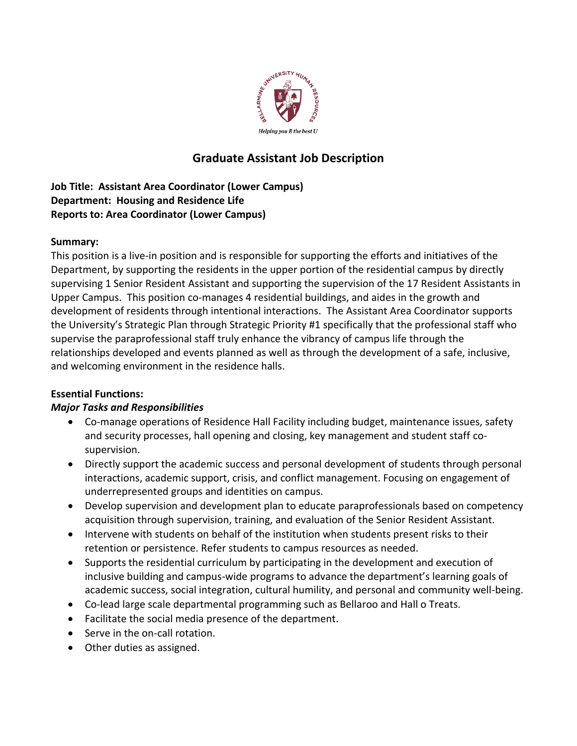# Graduate Assistant Job Description

**Job Title: Assistant Area Coordinator (Lower Campus)**
**Department: Housing and Residence Life**
**Reports to: Area Coordinator (Lower Campus)**

**Summary:**

This position is a live-in position and is responsible for supporting the efforts and initiatives of the Department, by supporting the residents in the upper portion of the residential campus by directly supervising 1 Senior Resident Assistant and supporting the supervision of the 17 Resident Assistants in Upper Campus. This position co-manages 4 residential buildings, and aides in the growth and development of residents through intentional interactions. The Assistant Area Coordinator supports the University's Strategic Plan through Strategic Priority #1 specifically that the professional staff who supervise the paraprofessional staff truly enhance the vibrancy of campus life through the relationships developed and events planned as well as through the development of a safe, inclusive, and welcoming environment in the residence halls.

**Essential Functions:**

***Major Tasks and Responsibilities***

- Co-manage operations of Residence Hall Facility including budget, maintenance issues, safety and security processes, hall opening and closing, key management and student staff co-supervision.
- Directly support the academic success and personal development of students through personal interactions, academic support, crisis, and conflict management. Focusing on engagement of underrepresented groups and identities on campus.
- Develop supervision and development plan to educate paraprofessionals based on competency acquisition through supervision, training, and evaluation of the Senior Resident Assistant.
- Intervene with students on behalf of the institution when students present risks to their retention or persistence. Refer students to campus resources as needed.
- Supports the residential curriculum by participating in the development and execution of inclusive building and campus-wide programs to advance the department's learning goals of academic success, social integration, cultural humility, and personal and community well-being.
- Co-lead large scale departmental programming such as Bellaroo and Hall o Treats.
- Facilitate the social media presence of the department.
- Serve in the on-call rotation.
- Other duties as assigned.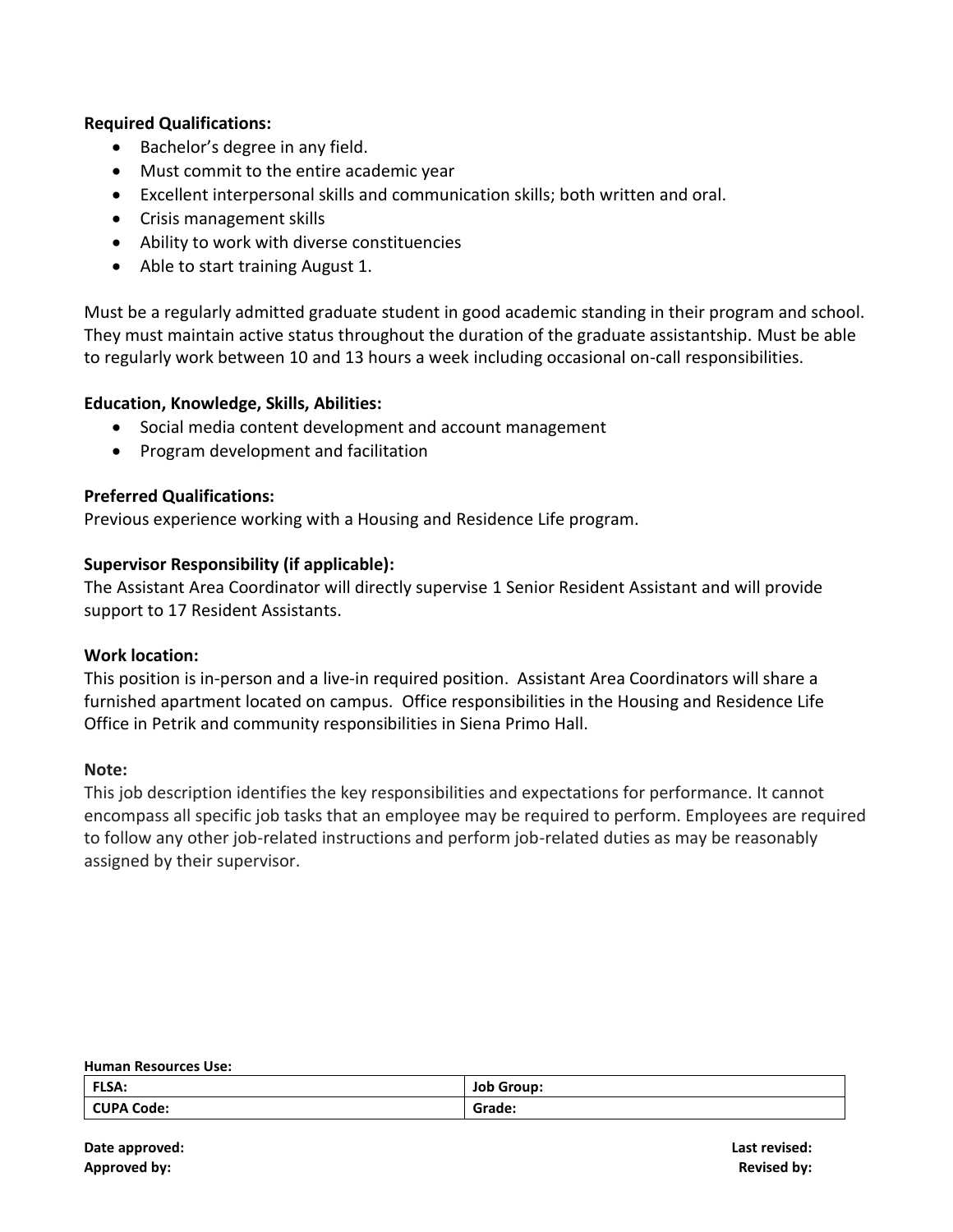**Required Qualifications:**

- Bachelor's degree in any field.
- Must commit to the entire academic year
- Excellent interpersonal skills and communication skills; both written and oral.
- Crisis management skills
- Ability to work with diverse constituencies
- Able to start training August 1.

Must be a regularly admitted graduate student in good academic standing in their program and school. They must maintain active status throughout the duration of the graduate assistantship. Must be able to regularly work between 10 and 13 hours a week including occasional on-call responsibilities.

**Education, Knowledge, Skills, Abilities:**

- Social media content development and account management
- Program development and facilitation

**Preferred Qualifications:**

Previous experience working with a Housing and Residence Life program.

**Supervisor Responsibility (if applicable):**

The Assistant Area Coordinator will directly supervise 1 Senior Resident Assistant and will provide support to 17 Resident Assistants.

**Work location:**

This position is in-person and a live-in required position. Assistant Area Coordinators will share a furnished apartment located on campus. Office responsibilities in the Housing and Residence Life Office in Petrik and community responsibilities in Siena Primo Hall.

**Note:**

This job description identifies the key responsibilities and expectations for performance. It cannot encompass all specific job tasks that an employee may be required to perform. Employees are required to follow any other job-related instructions and perform job-related duties as may be reasonably assigned by their supervisor.

**Human Resources Use:**

| | |
|---|---|
| **FLSA:** | **Job Group:** |
| **CUPA Code:** | **Grade:** |

**Date approved:** **Last revised:**
**Approved by:** **Revised by:**